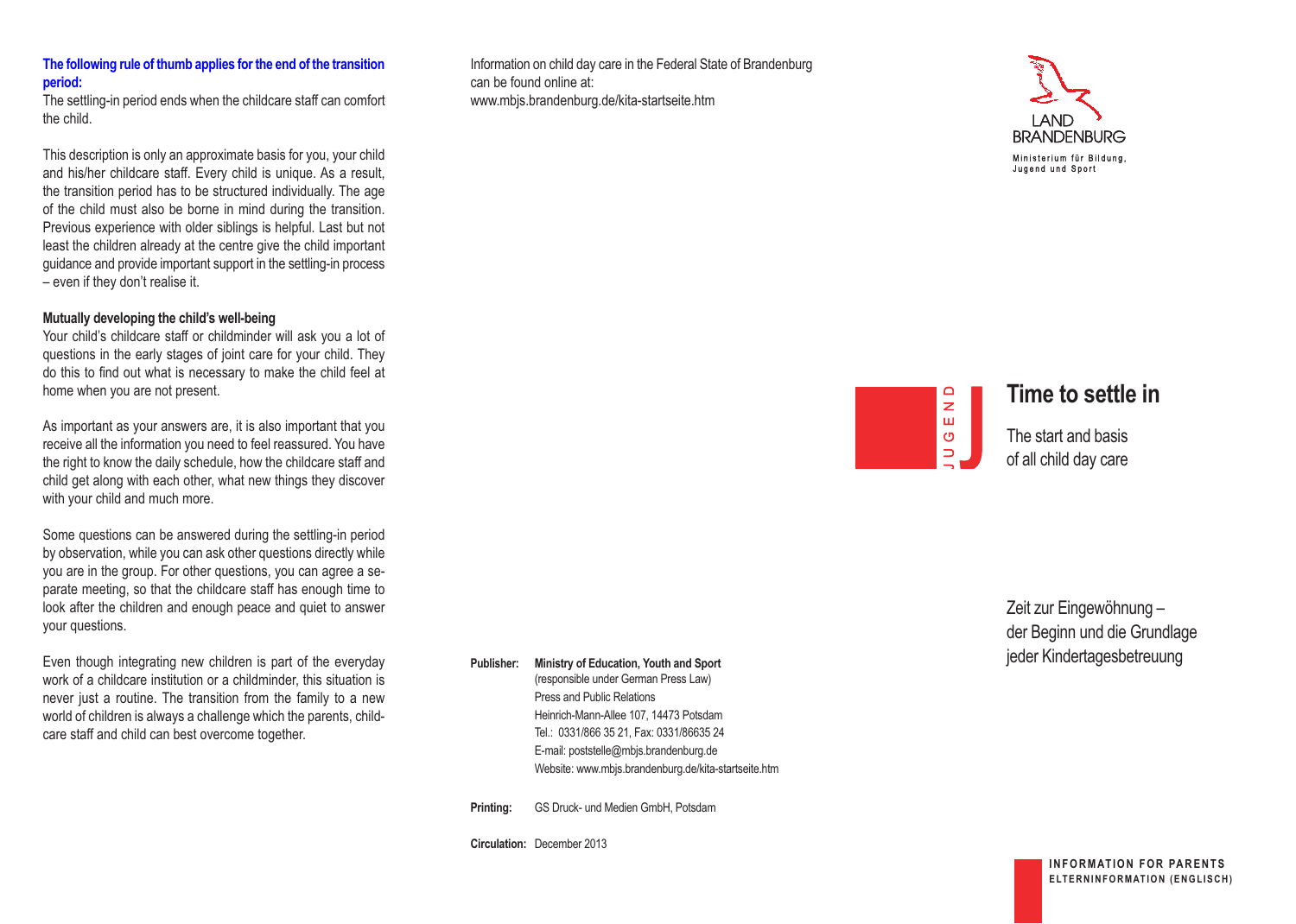**The following rule of thumb applies for the end of the transition period:**

The settling-in period ends when the childcare staff can comfort the child.

This description is only an approximate basis for you, your child and his/her childcare staff. Every child is unique. As a result, the transition period has to be structured individually. The age of the child must also be borne in mind during the transition. Previous experience with older siblings is helpful. Last but not least the children already at the centre give the child important guidance and provide important support in the settling-in process – even if they don't realise it.

**Mutually developing the child's well-being**

Your child's childcare staff or childminder will ask you a lot of questions in the early stages of joint care for your child. They do this to find out what is necessary to make the child feel at home when you are not present.

As important as your answers are, it is also important that you receive all the information you need to feel reassured. You have the right to know the daily schedule, how the childcare staff and child get along with each other, what new things they discover with your child and much more.

Some questions can be answered during the settling-in period by observation, while you can ask other questions directly while you are in the group. For other questions, you can agree a separate meeting, so that the childcare staff has enough time to look after the children and enough peace and quiet to answer your questions.

Even though integrating new children is part of the everyday work of a childcare institution or a childminder, this situation is never just a routine. The transition from the family to a new world of children is always a challenge which the parents, childcare staff and child can best overcome together.

Information on child day care in the Federal State of Brandenburg can be found online at:
www.mbjs.brandenburg.de/kita-startseite.htm

**Publisher:** **Ministry of Education, Youth and Sport**
(responsible under German Press Law)
Press and Public Relations
Heinrich-Mann-Allee 107, 14473 Potsdam
Tel.: 0331/866 35 21, Fax: 0331/86635 24
E-mail: poststelle@mbjs.brandenburg.de
Website: www.mbjs.brandenburg.de/kita-startseite.htm

**Printing:** GS Druck- und Medien GmbH, Potsdam

**Circulation:** December 2013

LAND BRANDENBURG
Ministerium für Bildung, Jugend und Sport

JUGEND

# Time to settle in

The start and basis of all child day care

Zeit zur Eingewöhnung – der Beginn und die Grundlage jeder Kindertagesbetreuung

**INFORMATION FOR PARENTS**
**ELTERNINFORMATION (ENGLISCH)**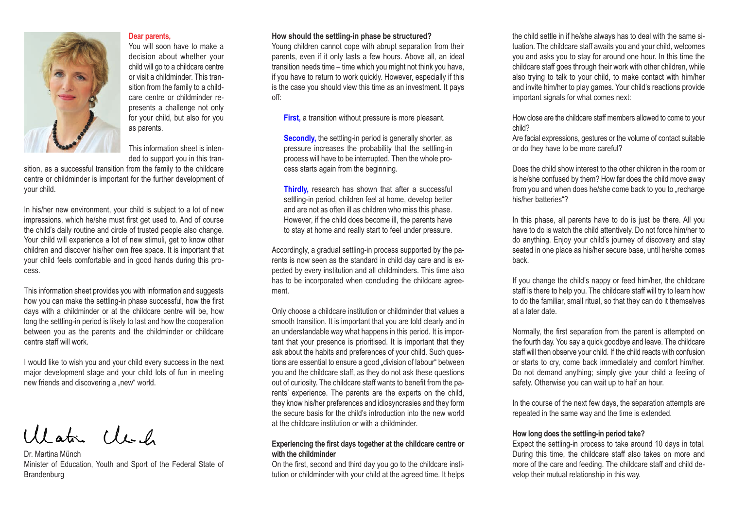**Dear parents,**

You will soon have to make a decision about whether your child will go to a childcare centre or visit a childminder. This transition from the family to a childcare centre or childminder represents a challenge not only for your child, but also for you as parents.

This information sheet is intended to support you in this transition, as a successful transition from the family to the childcare centre or childminder is important for the further development of your child.

In his/her new environment, your child is subject to a lot of new impressions, which he/she must first get used to. And of course the child's daily routine and circle of trusted people also change. Your child will experience a lot of new stimuli, get to know other children and discover his/her own free space. It is important that your child feels comfortable and in good hands during this process.

This information sheet provides you with information and suggests how you can make the settling-in phase successful, how the first days with a childminder or at the childcare centre will be, how long the settling-in period is likely to last and how the cooperation between you as the parents and the childminder or childcare centre staff will work.

I would like to wish you and your child every success in the next major development stage and your child lots of fun in meeting new friends and discovering a „new" world.

Dr. Martina Münch
Minister of Education, Youth and Sport of the Federal State of Brandenburg

**How should the settling-in phase be structured?**

Young children cannot cope with abrupt separation from their parents, even if it only lasts a few hours. Above all, an ideal transition needs time – time which you might not think you have, if you have to return to work quickly. However, especially if this is the case you should view this time as an investment. It pays off:

**First,** a transition without pressure is more pleasant.

**Secondly,** the settling-in period is generally shorter, as pressure increases the probability that the settling-in process will have to be interrupted. Then the whole process starts again from the beginning.

**Thirdly,** research has shown that after a successful settling-in period, children feel at home, develop better and are not as often ill as children who miss this phase. However, if the child does become ill, the parents have to stay at home and really start to feel under pressure.

Accordingly, a gradual settling-in process supported by the parents is now seen as the standard in child day care and is expected by every institution and all childminders. This time also has to be incorporated when concluding the childcare agreement.

Only choose a childcare institution or childminder that values a smooth transition. It is important that you are told clearly and in an understandable way what happens in this period. It is important that your presence is prioritised. It is important that they ask about the habits and preferences of your child. Such questions are essential to ensure a good „division of labour" between you and the childcare staff, as they do not ask these questions out of curiosity. The childcare staff wants to benefit from the parents' experience. The parents are the experts on the child, they know his/her preferences and idiosyncrasies and they form the secure basis for the child's introduction into the new world at the childcare institution or with a childminder.

**Experiencing the first days together at the childcare centre or with the childminder**

On the first, second and third day you go to the childcare institution or childminder with your child at the agreed time. It helps the child settle in if he/she always has to deal with the same situation. The childcare staff awaits you and your child, welcomes you and asks you to stay for around one hour. In this time the childcare staff goes through their work with other children, while also trying to talk to your child, to make contact with him/her and invite him/her to play games. Your child's reactions provide important signals for what comes next:

How close are the childcare staff members allowed to come to your child?
Are facial expressions, gestures or the volume of contact suitable or do they have to be more careful?

Does the child show interest to the other children in the room or is he/she confused by them? How far does the child move away from you and when does he/she come back to you to „recharge his/her batteries"?

In this phase, all parents have to do is just be there. All you have to do is watch the child attentively. Do not force him/her to do anything. Enjoy your child's journey of discovery and stay seated in one place as his/her secure base, until he/she comes back.

If you change the child's nappy or feed him/her, the childcare staff is there to help you. The childcare staff will try to learn how to do the familiar, small ritual, so that they can do it themselves at a later date.

Normally, the first separation from the parent is attempted on the fourth day. You say a quick goodbye and leave. The childcare staff will then observe your child. If the child reacts with confusion or starts to cry, come back immediately and comfort him/her. Do not demand anything; simply give your child a feeling of safety. Otherwise you can wait up to half an hour.

In the course of the next few days, the separation attempts are repeated in the same way and the time is extended.

**How long does the settling-in period take?**

Expect the settling-in process to take around 10 days in total. During this time, the childcare staff also takes on more and more of the care and feeding. The childcare staff and child develop their mutual relationship in this way.